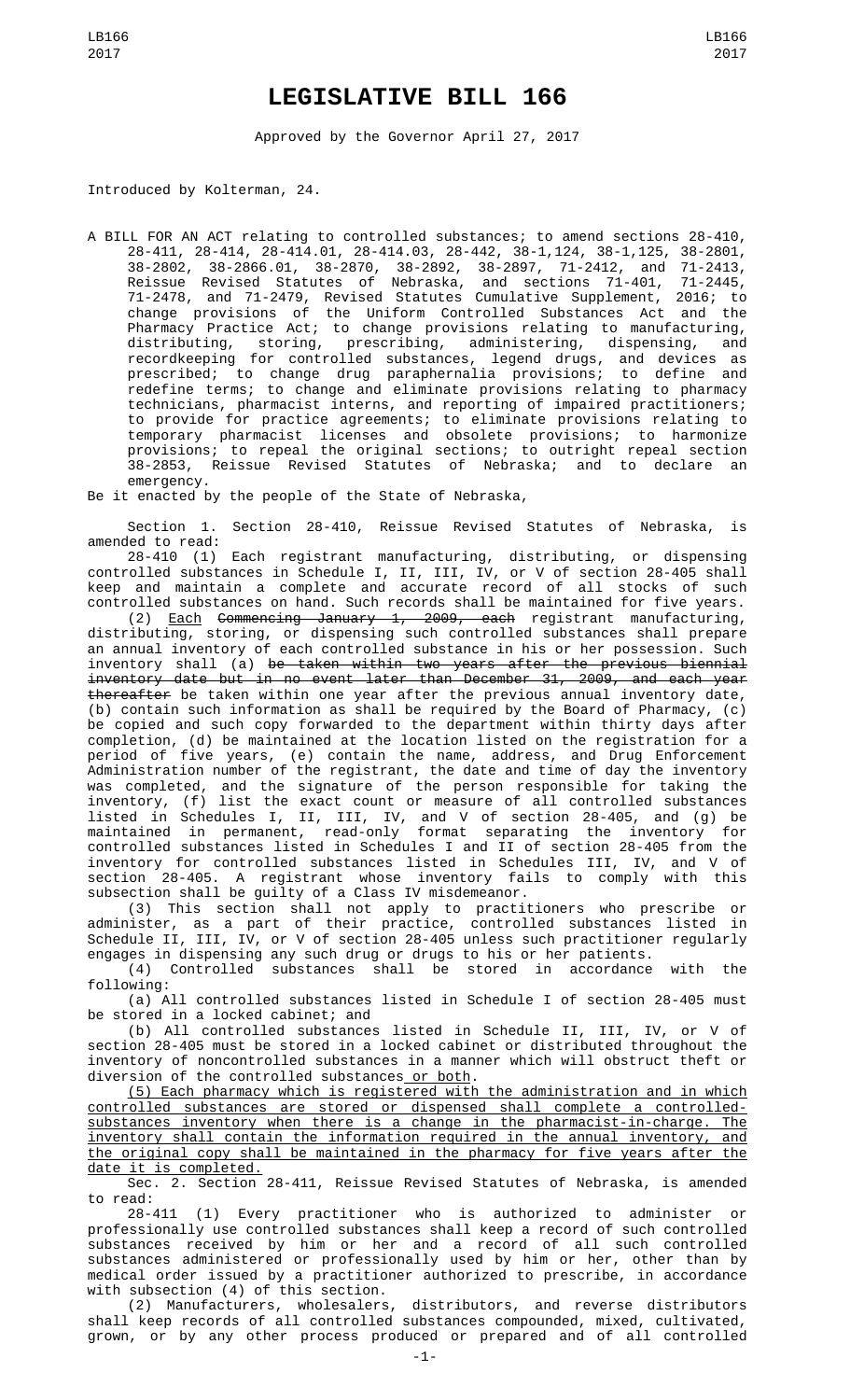# LEGISLATIVE BILL 166

Approved by the Governor April 27, 2017

Introduced by Kolterman, 24.

A BILL FOR AN ACT relating to controlled substances; to amend sections 28-410, 28-411, 28-414, 28-414.01, 28-414.03, 28-442, 38-1,124, 38-1,125, 38-2801, 38-2802, 38-2866.01, 38-2870, 38-2892, 38-2897, 71-2412, and 71-2413, Reissue Revised Statutes of Nebraska, and sections 71-401, 71-2445, 71-2478, and 71-2479, Revised Statutes Cumulative Supplement, 2016; to change provisions of the Uniform Controlled Substances Act and the Pharmacy Practice Act; to change provisions relating to manufacturing, distributing, storing, prescribing, administering, dispensing, and recordkeeping for controlled substances, legend drugs, and devices as prescribed; to change drug paraphernalia provisions; to define and redefine terms; to change and eliminate provisions relating to pharmacy technicians, pharmacist interns, and reporting of impaired practitioners; to provide for practice agreements; to eliminate provisions relating to temporary pharmacist licenses and obsolete provisions; to harmonize provisions; to repeal the original sections; to outright repeal section 38-2853, Reissue Revised Statutes of Nebraska; and to declare an emergency.

Be it enacted by the people of the State of Nebraska,

Section 1. Section 28-410, Reissue Revised Statutes of Nebraska, is amended to read:

28-410 (1) Each registrant manufacturing, distributing, or dispensing controlled substances in Schedule I, II, III, IV, or V of section 28-405 shall keep and maintain a complete and accurate record of all stocks of such controlled substances on hand. Such records shall be maintained for five years.

(2) Each ~~Commencing January 1, 2009, each~~ registrant manufacturing, distributing, storing, or dispensing such controlled substances shall prepare an annual inventory of each controlled substance in his or her possession. Such inventory shall (a) ~~be taken within two years after the previous biennial inventory date but in no event later than December 31, 2009, and each year thereafter~~ be taken within one year after the previous annual inventory date, (b) contain such information as shall be required by the Board of Pharmacy, (c) be copied and such copy forwarded to the department within thirty days after completion, (d) be maintained at the location listed on the registration for a period of five years, (e) contain the name, address, and Drug Enforcement Administration number of the registrant, the date and time of day the inventory was completed, and the signature of the person responsible for taking the inventory, (f) list the exact count or measure of all controlled substances listed in Schedules I, II, III, IV, and V of section 28-405, and (g) be maintained in permanent, read-only format separating the inventory for controlled substances listed in Schedules I and II of section 28-405 from the inventory for controlled substances listed in Schedules III, IV, and V of section 28-405. A registrant whose inventory fails to comply with this subsection shall be guilty of a Class IV misdemeanor.

(3) This section shall not apply to practitioners who prescribe or administer, as a part of their practice, controlled substances listed in Schedule II, III, IV, or V of section 28-405 unless such practitioner regularly engages in dispensing any such drug or drugs to his or her patients.

(4) Controlled substances shall be stored in accordance with the following:

(a) All controlled substances listed in Schedule I of section 28-405 must be stored in a locked cabinet; and

(b) All controlled substances listed in Schedule II, III, IV, or V of section 28-405 must be stored in a locked cabinet or distributed throughout the inventory of noncontrolled substances in a manner which will obstruct theft or diversion of the controlled substances or both.

(5) Each pharmacy which is registered with the administration and in which controlled substances are stored or dispensed shall complete a controlled-substances inventory when there is a change in the pharmacist-in-charge. The inventory shall contain the information required in the annual inventory, and the original copy shall be maintained in the pharmacy for five years after the date it is completed.

Sec. 2. Section 28-411, Reissue Revised Statutes of Nebraska, is amended to read:

28-411 (1) Every practitioner who is authorized to administer or professionally use controlled substances shall keep a record of such controlled substances received by him or her and a record of all such controlled substances administered or professionally used by him or her, other than by medical order issued by a practitioner authorized to prescribe, in accordance with subsection (4) of this section.

(2) Manufacturers, wholesalers, distributors, and reverse distributors shall keep records of all controlled substances compounded, mixed, cultivated, grown, or by any other process produced or prepared and of all controlled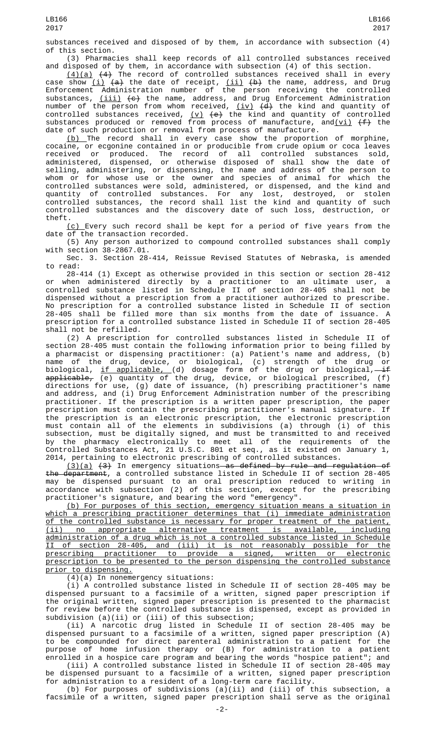substances received and disposed of by them, in accordance with subsection (4) of this section.

(3) Pharmacies shall keep records of all controlled substances received and disposed of by them, in accordance with subsection (4) of this section.

(4)(a) ~~(4)~~ The record of controlled substances received shall in every case show (i) ~~(a)~~ the date of receipt, (ii) ~~(b)~~ the name, address, and Drug Enforcement Administration number of the person receiving the controlled substances, (iii) ~~(c)~~ the name, address, and Drug Enforcement Administration number of the person from whom received, (iv) ~~(d)~~ the kind and quantity of controlled substances received, (v) ~~(e)~~ the kind and quantity of controlled substances produced or removed from process of manufacture, and(vi) ~~(f)~~ the date of such production or removal from process of manufacture.

(b) The record shall in every case show the proportion of morphine, cocaine, or ecgonine contained in or producible from crude opium or coca leaves received or produced. The record of all controlled substances sold, administered, dispensed, or otherwise disposed of shall show the date of selling, administering, or dispensing, the name and address of the person to whom or for whose use or the owner and species of animal for which the controlled substances were sold, administered, or dispensed, and the kind and quantity of controlled substances. For any lost, destroyed, or stolen controlled substances, the record shall list the kind and quantity of such controlled substances and the discovery date of such loss, destruction, or theft.

(c) Every such record shall be kept for a period of five years from the date of the transaction recorded.

(5) Any person authorized to compound controlled substances shall comply with section 38-2867.01.

Sec. 3. Section 28-414, Reissue Revised Statutes of Nebraska, is amended to read:

28-414 (1) Except as otherwise provided in this section or section 28-412 or when administered directly by a practitioner to an ultimate user, a controlled substance listed in Schedule II of section 28-405 shall not be dispensed without a prescription from a practitioner authorized to prescribe. No prescription for a controlled substance listed in Schedule II of section 28-405 shall be filled more than six months from the date of issuance. A prescription for a controlled substance listed in Schedule II of section 28-405 shall not be refilled.

(2) A prescription for controlled substances listed in Schedule II of section 28-405 must contain the following information prior to being filled by a pharmacist or dispensing practitioner: (a) Patient's name and address, (b) name of the drug, device, or biological, (c) strength of the drug or biological, if applicable, (d) dosage form of the drug or biological, ~~if applicable,~~ (e) quantity of the drug, device, or biological prescribed, (f) directions for use, (g) date of issuance, (h) prescribing practitioner's name and address, and (i) Drug Enforcement Administration number of the prescribing practitioner. If the prescription is a written paper prescription, the paper prescription must contain the prescribing practitioner's manual signature. If the prescription is an electronic prescription, the electronic prescription must contain all of the elements in subdivisions (a) through (i) of this subsection, must be digitally signed, and must be transmitted to and received by the pharmacy electronically to meet all of the requirements of the Controlled Substances Act, 21 U.S.C. 801 et seq., as it existed on January 1, 2014, pertaining to electronic prescribing of controlled substances.

(3)(a) ~~(3)~~ In emergency situations ~~as defined by rule and regulation of the department~~, a controlled substance listed in Schedule II of section 28-405 may be dispensed pursuant to an oral prescription reduced to writing in accordance with subsection (2) of this section, except for the prescribing practitioner's signature, and bearing the word "emergency".

(b) For purposes of this section, emergency situation means a situation in which a prescribing practitioner determines that (i) immediate administration of the controlled substance is necessary for proper treatment of the patient, (ii) no appropriate alternative treatment is available, including administration of a drug which is not a controlled substance listed in Schedule II of section 28-405, and (iii) it is not reasonably possible for the prescribing practitioner to provide a signed, written or electronic prescription to be presented to the person dispensing the controlled substance prior to dispensing.

(4)(a) In nonemergency situations:

(i) A controlled substance listed in Schedule II of section 28-405 may be dispensed pursuant to a facsimile of a written, signed paper prescription if the original written, signed paper prescription is presented to the pharmacist for review before the controlled substance is dispensed, except as provided in subdivision (a)(ii) or (iii) of this subsection;

(ii) A narcotic drug listed in Schedule II of section 28-405 may be dispensed pursuant to a facsimile of a written, signed paper prescription (A) to be compounded for direct parenteral administration to a patient for the purpose of home infusion therapy or (B) for administration to a patient enrolled in a hospice care program and bearing the words "hospice patient"; and

(iii) A controlled substance listed in Schedule II of section 28-405 may be dispensed pursuant to a facsimile of a written, signed paper prescription for administration to a resident of a long-term care facility.

(b) For purposes of subdivisions (a)(ii) and (iii) of this subsection, a facsimile of a written, signed paper prescription shall serve as the original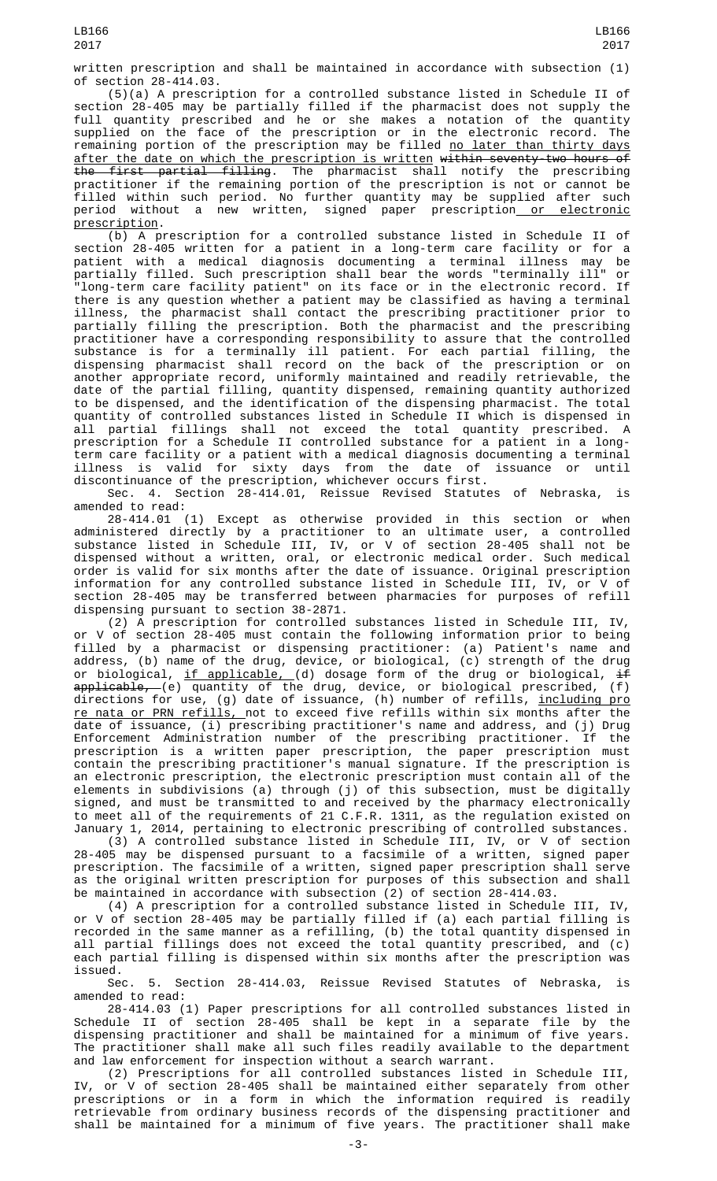written prescription and shall be maintained in accordance with subsection (1) of section 28-414.03.

(5)(a) A prescription for a controlled substance listed in Schedule II of section 28-405 may be partially filled if the pharmacist does not supply the full quantity prescribed and he or she makes a notation of the quantity supplied on the face of the prescription or in the electronic record. The remaining portion of the prescription may be filled no later than thirty days after the date on which the prescription is written ~~within seventy-two hours of the first partial filling~~. The pharmacist shall notify the prescribing practitioner if the remaining portion of the prescription is not or cannot be filled within such period. No further quantity may be supplied after such period without a new written, signed paper prescription or electronic prescription.

(b) A prescription for a controlled substance listed in Schedule II of section 28-405 written for a patient in a long-term care facility or for a patient with a medical diagnosis documenting a terminal illness may be partially filled. Such prescription shall bear the words "terminally ill" or "long-term care facility patient" on its face or in the electronic record. If there is any question whether a patient may be classified as having a terminal illness, the pharmacist shall contact the prescribing practitioner prior to partially filling the prescription. Both the pharmacist and the prescribing practitioner have a corresponding responsibility to assure that the controlled substance is for a terminally ill patient. For each partial filling, the dispensing pharmacist shall record on the back of the prescription or on another appropriate record, uniformly maintained and readily retrievable, the date of the partial filling, quantity dispensed, remaining quantity authorized to be dispensed, and the identification of the dispensing pharmacist. The total quantity of controlled substances listed in Schedule II which is dispensed in all partial fillings shall not exceed the total quantity prescribed. A prescription for a Schedule II controlled substance for a patient in a long-term care facility or a patient with a medical diagnosis documenting a terminal illness is valid for sixty days from the date of issuance or until discontinuance of the prescription, whichever occurs first.

Sec. 4. Section 28-414.01, Reissue Revised Statutes of Nebraska, is amended to read:

28-414.01 (1) Except as otherwise provided in this section or when administered directly by a practitioner to an ultimate user, a controlled substance listed in Schedule III, IV, or V of section 28-405 shall not be dispensed without a written, oral, or electronic medical order. Such medical order is valid for six months after the date of issuance. Original prescription information for any controlled substance listed in Schedule III, IV, or V of section 28-405 may be transferred between pharmacies for purposes of refill dispensing pursuant to section 38-2871.

(2) A prescription for controlled substances listed in Schedule III, IV, or V of section 28-405 must contain the following information prior to being filled by a pharmacist or dispensing practitioner: (a) Patient's name and address, (b) name of the drug, device, or biological, (c) strength of the drug or biological, if applicable, (d) dosage form of the drug or biological, ~~if applicable,~~ (e) quantity of the drug, device, or biological prescribed, (f) directions for use, (g) date of issuance, (h) number of refills, including pro re nata or PRN refills, not to exceed five refills within six months after the date of issuance, (i) prescribing practitioner's name and address, and (j) Drug Enforcement Administration number of the prescribing practitioner. If the prescription is a written paper prescription, the paper prescription must contain the prescribing practitioner's manual signature. If the prescription is an electronic prescription, the electronic prescription must contain all of the elements in subdivisions (a) through (j) of this subsection, must be digitally signed, and must be transmitted to and received by the pharmacy electronically to meet all of the requirements of 21 C.F.R. 1311, as the regulation existed on January 1, 2014, pertaining to electronic prescribing of controlled substances.

(3) A controlled substance listed in Schedule III, IV, or V of section 28-405 may be dispensed pursuant to a facsimile of a written, signed paper prescription. The facsimile of a written, signed paper prescription shall serve as the original written prescription for purposes of this subsection and shall be maintained in accordance with subsection (2) of section 28-414.03.

(4) A prescription for a controlled substance listed in Schedule III, IV, or V of section 28-405 may be partially filled if (a) each partial filling is recorded in the same manner as a refilling, (b) the total quantity dispensed in all partial fillings does not exceed the total quantity prescribed, and (c) each partial filling is dispensed within six months after the prescription was issued.

Sec. 5. Section 28-414.03, Reissue Revised Statutes of Nebraska, is amended to read:

28-414.03 (1) Paper prescriptions for all controlled substances listed in Schedule II of section 28-405 shall be kept in a separate file by the dispensing practitioner and shall be maintained for a minimum of five years. The practitioner shall make all such files readily available to the department and law enforcement for inspection without a search warrant.

(2) Prescriptions for all controlled substances listed in Schedule III, IV, or V of section 28-405 shall be maintained either separately from other prescriptions or in a form in which the information required is readily retrievable from ordinary business records of the dispensing practitioner and shall be maintained for a minimum of five years. The practitioner shall make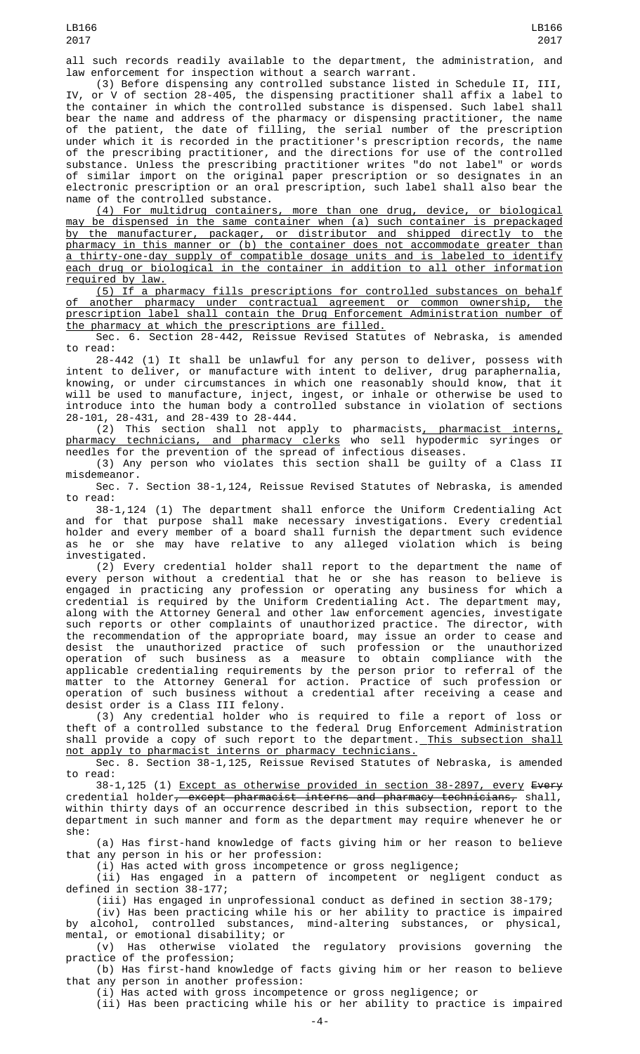all such records readily available to the department, the administration, and law enforcement for inspection without a search warrant.

(3) Before dispensing any controlled substance listed in Schedule II, III, IV, or V of section 28-405, the dispensing practitioner shall affix a label to the container in which the controlled substance is dispensed. Such label shall bear the name and address of the pharmacy or dispensing practitioner, the name of the patient, the date of filling, the serial number of the prescription under which it is recorded in the practitioner's prescription records, the name of the prescribing practitioner, and the directions for use of the controlled substance. Unless the prescribing practitioner writes "do not label" or words of similar import on the original paper prescription or so designates in an electronic prescription or an oral prescription, such label shall also bear the name of the controlled substance.

(4) For multidrug containers, more than one drug, device, or biological may be dispensed in the same container when (a) such container is prepackaged by the manufacturer, packager, or distributor and shipped directly to the pharmacy in this manner or (b) the container does not accommodate greater than a thirty-one-day supply of compatible dosage units and is labeled to identify each drug or biological in the container in addition to all other information required by law.

(5) If a pharmacy fills prescriptions for controlled substances on behalf of another pharmacy under contractual agreement or common ownership, the prescription label shall contain the Drug Enforcement Administration number of the pharmacy at which the prescriptions are filled.

Sec. 6. Section 28-442, Reissue Revised Statutes of Nebraska, is amended to read:

28-442 (1) It shall be unlawful for any person to deliver, possess with intent to deliver, or manufacture with intent to deliver, drug paraphernalia, knowing, or under circumstances in which one reasonably should know, that it will be used to manufacture, inject, ingest, or inhale or otherwise be used to introduce into the human body a controlled substance in violation of sections 28-101, 28-431, and 28-439 to 28-444.

(2) This section shall not apply to pharmacists, pharmacist interns, pharmacy technicians, and pharmacy clerks who sell hypodermic syringes or needles for the prevention of the spread of infectious diseases.

(3) Any person who violates this section shall be guilty of a Class II misdemeanor.

Sec. 7. Section 38-1,124, Reissue Revised Statutes of Nebraska, is amended to read:

38-1,124 (1) The department shall enforce the Uniform Credentialing Act and for that purpose shall make necessary investigations. Every credential holder and every member of a board shall furnish the department such evidence as he or she may have relative to any alleged violation which is being investigated.

(2) Every credential holder shall report to the department the name of every person without a credential that he or she has reason to believe is engaged in practicing any profession or operating any business for which a credential is required by the Uniform Credentialing Act. The department may, along with the Attorney General and other law enforcement agencies, investigate such reports or other complaints of unauthorized practice. The director, with the recommendation of the appropriate board, may issue an order to cease and desist the unauthorized practice of such profession or the unauthorized operation of such business as a measure to obtain compliance with the applicable credentialing requirements by the person prior to referral of the matter to the Attorney General for action. Practice of such profession or operation of such business without a credential after receiving a cease and desist order is a Class III felony.

(3) Any credential holder who is required to file a report of loss or theft of a controlled substance to the federal Drug Enforcement Administration shall provide a copy of such report to the department. This subsection shall not apply to pharmacist interns or pharmacy technicians.

Sec. 8. Section 38-1,125, Reissue Revised Statutes of Nebraska, is amended to read:

38-1,125 (1) Except as otherwise provided in section 38-2897, every ~~Every~~ credential holder~~, except pharmacist interns and pharmacy technicians,~~ shall, within thirty days of an occurrence described in this subsection, report to the department in such manner and form as the department may require whenever he or she:

(a) Has first-hand knowledge of facts giving him or her reason to believe that any person in his or her profession:

(i) Has acted with gross incompetence or gross negligence;

(ii) Has engaged in a pattern of incompetent or negligent conduct as defined in section 38-177;

(iii) Has engaged in unprofessional conduct as defined in section 38-179;

(iv) Has been practicing while his or her ability to practice is impaired by alcohol, controlled substances, mind-altering substances, or physical, mental, or emotional disability; or

(v) Has otherwise violated the regulatory provisions governing the practice of the profession;

(b) Has first-hand knowledge of facts giving him or her reason to believe that any person in another profession:

(i) Has acted with gross incompetence or gross negligence; or

(ii) Has been practicing while his or her ability to practice is impaired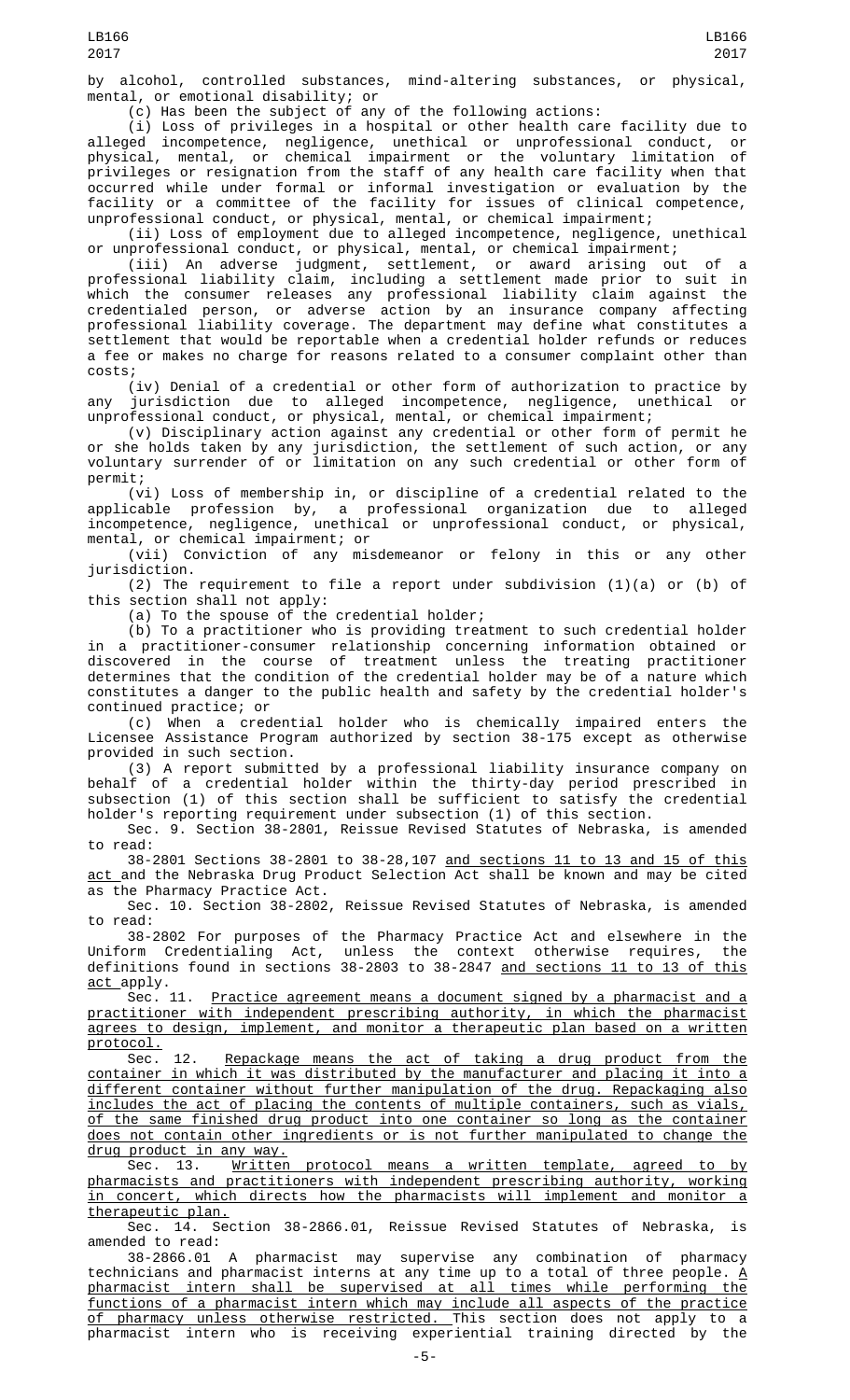by alcohol, controlled substances, mind-altering substances, or physical, mental, or emotional disability; or

(c) Has been the subject of any of the following actions:

(i) Loss of privileges in a hospital or other health care facility due to alleged incompetence, negligence, unethical or unprofessional conduct, or physical, mental, or chemical impairment or the voluntary limitation of privileges or resignation from the staff of any health care facility when that occurred while under formal or informal investigation or evaluation by the facility or a committee of the facility for issues of clinical competence, unprofessional conduct, or physical, mental, or chemical impairment;

(ii) Loss of employment due to alleged incompetence, negligence, unethical or unprofessional conduct, or physical, mental, or chemical impairment;

(iii) An adverse judgment, settlement, or award arising out of a professional liability claim, including a settlement made prior to suit in which the consumer releases any professional liability claim against the credentialed person, or adverse action by an insurance company affecting professional liability coverage. The department may define what constitutes a settlement that would be reportable when a credential holder refunds or reduces a fee or makes no charge for reasons related to a consumer complaint other than costs;

(iv) Denial of a credential or other form of authorization to practice by any jurisdiction due to alleged incompetence, negligence, unethical or unprofessional conduct, or physical, mental, or chemical impairment;

(v) Disciplinary action against any credential or other form of permit he or she holds taken by any jurisdiction, the settlement of such action, or any voluntary surrender of or limitation on any such credential or other form of permit;

(vi) Loss of membership in, or discipline of a credential related to the applicable profession by, a professional organization due to alleged incompetence, negligence, unethical or unprofessional conduct, or physical, mental, or chemical impairment; or

(vii) Conviction of any misdemeanor or felony in this or any other jurisdiction.

(2) The requirement to file a report under subdivision (1)(a) or (b) of this section shall not apply:

(a) To the spouse of the credential holder;

(b) To a practitioner who is providing treatment to such credential holder in a practitioner-consumer relationship concerning information obtained or discovered in the course of treatment unless the treating practitioner determines that the condition of the credential holder may be of a nature which constitutes a danger to the public health and safety by the credential holder's continued practice; or

(c) When a credential holder who is chemically impaired enters the Licensee Assistance Program authorized by section 38-175 except as otherwise provided in such section.

(3) A report submitted by a professional liability insurance company on behalf of a credential holder within the thirty-day period prescribed in subsection (1) of this section shall be sufficient to satisfy the credential holder's reporting requirement under subsection (1) of this section.

Sec. 9. Section 38-2801, Reissue Revised Statutes of Nebraska, is amended to read:

38-2801 Sections 38-2801 to 38-28,107 and sections 11 to 13 and 15 of this act and the Nebraska Drug Product Selection Act shall be known and may be cited as the Pharmacy Practice Act.

Sec. 10. Section 38-2802, Reissue Revised Statutes of Nebraska, is amended to read:

38-2802 For purposes of the Pharmacy Practice Act and elsewhere in the Uniform Credentialing Act, unless the context otherwise requires, the definitions found in sections 38-2803 to 38-2847 and sections 11 to 13 of this act apply.

Sec. 11. Practice agreement means a document signed by a pharmacist and a practitioner with independent prescribing authority, in which the pharmacist agrees to design, implement, and monitor a therapeutic plan based on a written protocol.

Sec. 12. Repackage means the act of taking a drug product from the container in which it was distributed by the manufacturer and placing it into a different container without further manipulation of the drug. Repackaging also includes the act of placing the contents of multiple containers, such as vials, of the same finished drug product into one container so long as the container does not contain other ingredients or is not further manipulated to change the drug product in any way.

Sec. 13. Written protocol means a written template, agreed to by pharmacists and practitioners with independent prescribing authority, working in concert, which directs how the pharmacists will implement and monitor a therapeutic plan.

Sec. 14. Section 38-2866.01, Reissue Revised Statutes of Nebraska, is amended to read:

38-2866.01 A pharmacist may supervise any combination of pharmacy technicians and pharmacist interns at any time up to a total of three people. A pharmacist intern shall be supervised at all times while performing the functions of a pharmacist intern which may include all aspects of the practice of pharmacy unless otherwise restricted. This section does not apply to a pharmacist intern who is receiving experiential training directed by the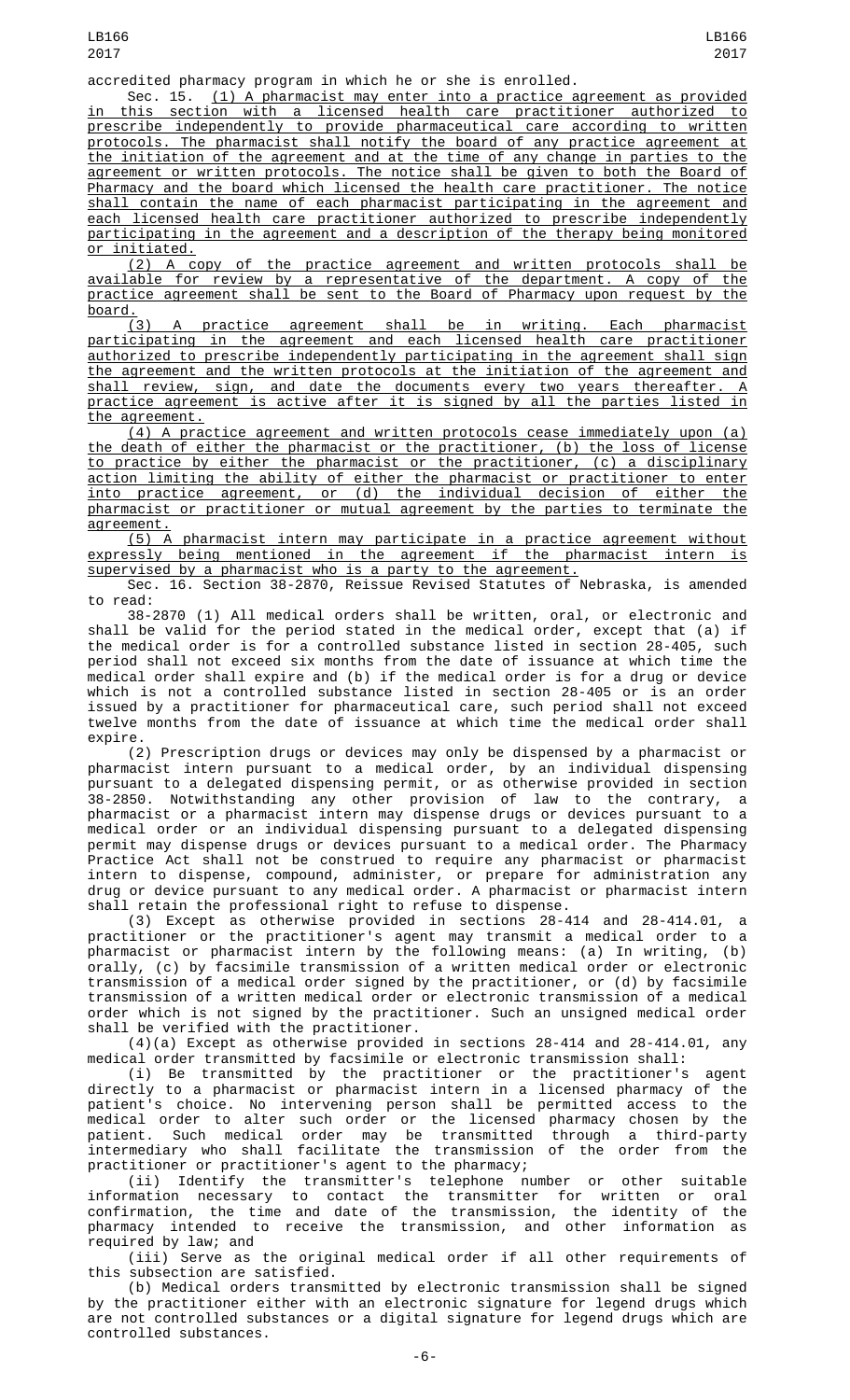accredited pharmacy program in which he or she is enrolled.

Sec. 15. (1) A pharmacist may enter into a practice agreement as provided in this section with a licensed health care practitioner authorized to prescribe independently to provide pharmaceutical care according to written protocols. The pharmacist shall notify the board of any practice agreement at the initiation of the agreement and at the time of any change in parties to the agreement or written protocols. The notice shall be given to both the Board of Pharmacy and the board which licensed the health care practitioner. The notice shall contain the name of each pharmacist participating in the agreement and each licensed health care practitioner authorized to prescribe independently participating in the agreement and a description of the therapy being monitored or initiated.

(2) A copy of the practice agreement and written protocols shall be available for review by a representative of the department. A copy of the practice agreement shall be sent to the Board of Pharmacy upon request by the board.

(3) A practice agreement shall be in writing. Each pharmacist participating in the agreement and each licensed health care practitioner authorized to prescribe independently participating in the agreement shall sign the agreement and the written protocols at the initiation of the agreement and shall review, sign, and date the documents every two years thereafter. A practice agreement is active after it is signed by all the parties listed in the agreement.

(4) A practice agreement and written protocols cease immediately upon (a) the death of either the pharmacist or the practitioner, (b) the loss of license to practice by either the pharmacist or the practitioner, (c) a disciplinary action limiting the ability of either the pharmacist or practitioner to enter into practice agreement, or (d) the individual decision of either the pharmacist or practitioner or mutual agreement by the parties to terminate the agreement.

(5) A pharmacist intern may participate in a practice agreement without expressly being mentioned in the agreement if the pharmacist intern is supervised by a pharmacist who is a party to the agreement.

Sec. 16. Section 38-2870, Reissue Revised Statutes of Nebraska, is amended to read:

38-2870 (1) All medical orders shall be written, oral, or electronic and shall be valid for the period stated in the medical order, except that (a) if the medical order is for a controlled substance listed in section 28-405, such period shall not exceed six months from the date of issuance at which time the medical order shall expire and (b) if the medical order is for a drug or device which is not a controlled substance listed in section 28-405 or is an order issued by a practitioner for pharmaceutical care, such period shall not exceed twelve months from the date of issuance at which time the medical order shall expire.

(2) Prescription drugs or devices may only be dispensed by a pharmacist or pharmacist intern pursuant to a medical order, by an individual dispensing pursuant to a delegated dispensing permit, or as otherwise provided in section 38-2850. Notwithstanding any other provision of law to the contrary, a pharmacist or a pharmacist intern may dispense drugs or devices pursuant to a medical order or an individual dispensing pursuant to a delegated dispensing permit may dispense drugs or devices pursuant to a medical order. The Pharmacy Practice Act shall not be construed to require any pharmacist or pharmacist intern to dispense, compound, administer, or prepare for administration any drug or device pursuant to any medical order. A pharmacist or pharmacist intern shall retain the professional right to refuse to dispense.

(3) Except as otherwise provided in sections 28-414 and 28-414.01, a practitioner or the practitioner's agent may transmit a medical order to a pharmacist or pharmacist intern by the following means: (a) In writing, (b) orally, (c) by facsimile transmission of a written medical order or electronic transmission of a medical order signed by the practitioner, or (d) by facsimile transmission of a written medical order or electronic transmission of a medical order which is not signed by the practitioner. Such an unsigned medical order shall be verified with the practitioner.

(4)(a) Except as otherwise provided in sections 28-414 and 28-414.01, any medical order transmitted by facsimile or electronic transmission shall:

(i) Be transmitted by the practitioner or the practitioner's agent directly to a pharmacist or pharmacist intern in a licensed pharmacy of the patient's choice. No intervening person shall be permitted access to the medical order to alter such order or the licensed pharmacy chosen by the patient. Such medical order may be transmitted through a third-party intermediary who shall facilitate the transmission of the order from the practitioner or practitioner's agent to the pharmacy;

(ii) Identify the transmitter's telephone number or other suitable information necessary to contact the transmitter for written or oral confirmation, the time and date of the transmission, the identity of the pharmacy intended to receive the transmission, and other information as required by law; and

(iii) Serve as the original medical order if all other requirements of this subsection are satisfied.

(b) Medical orders transmitted by electronic transmission shall be signed by the practitioner either with an electronic signature for legend drugs which are not controlled substances or a digital signature for legend drugs which are controlled substances.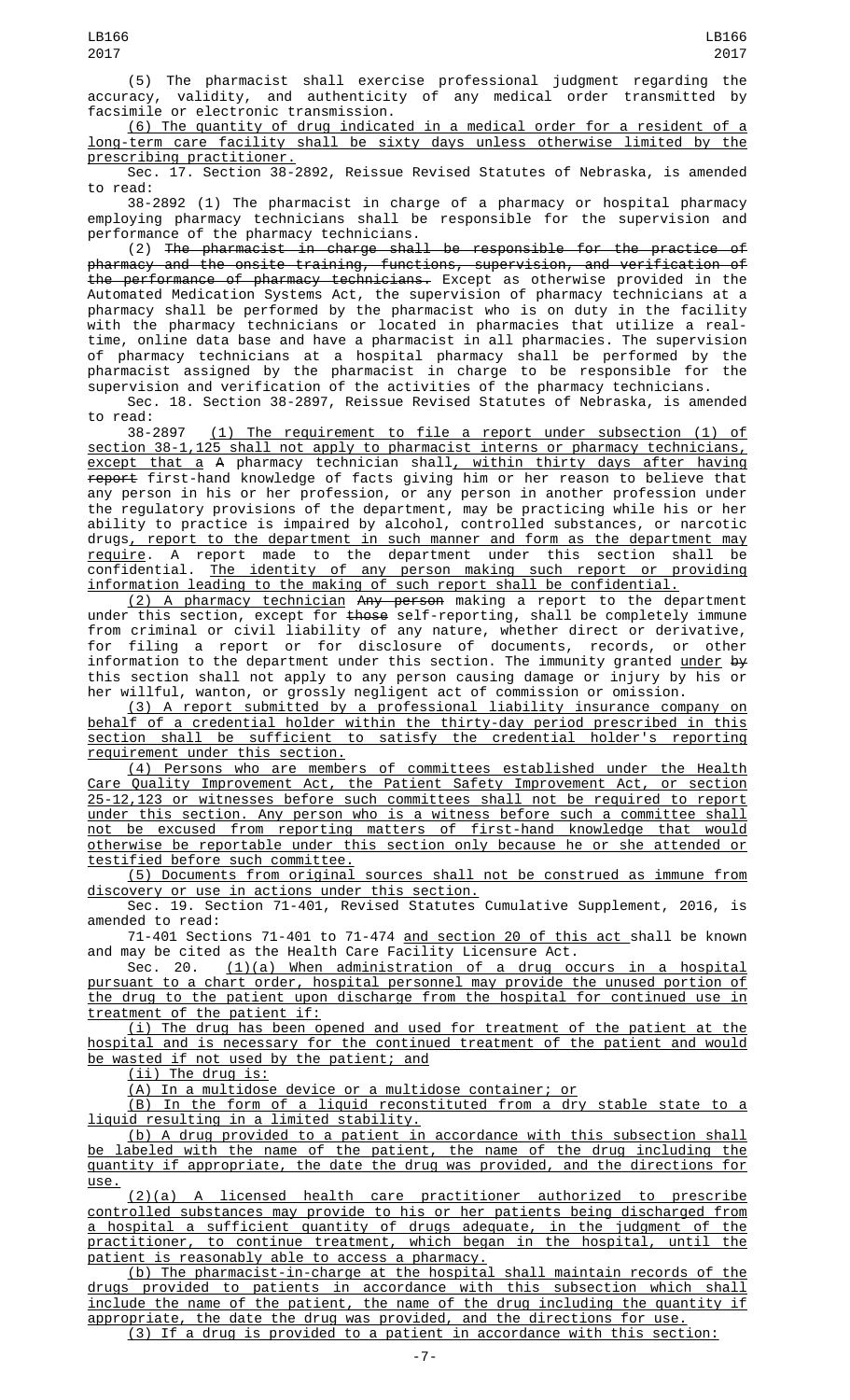(5) The pharmacist shall exercise professional judgment regarding the accuracy, validity, and authenticity of any medical order transmitted by facsimile or electronic transmission.

(6) The quantity of drug indicated in a medical order for a resident of a long-term care facility shall be sixty days unless otherwise limited by the prescribing practitioner.

Sec. 17. Section 38-2892, Reissue Revised Statutes of Nebraska, is amended to read:

38-2892 (1) The pharmacist in charge of a pharmacy or hospital pharmacy employing pharmacy technicians shall be responsible for the supervision and performance of the pharmacy technicians.

(2) ~~The pharmacist in charge shall be responsible for the practice of pharmacy and the onsite training, functions, supervision, and verification of the performance of pharmacy technicians.~~ Except as otherwise provided in the Automated Medication Systems Act, the supervision of pharmacy technicians at a pharmacy shall be performed by the pharmacist who is on duty in the facility with the pharmacy technicians or located in pharmacies that utilize a real-time, online data base and have a pharmacist in all pharmacies. The supervision of pharmacy technicians at a hospital pharmacy shall be performed by the pharmacist assigned by the pharmacist in charge to be responsible for the supervision and verification of the activities of the pharmacy technicians.

Sec. 18. Section 38-2897, Reissue Revised Statutes of Nebraska, is amended to read:

38-2897 (1) The requirement to file a report under subsection (1) of section 38-1,125 shall not apply to pharmacist interns or pharmacy technicians, except that a ~~A~~ pharmacy technician shall, within thirty days after having ~~report~~ first-hand knowledge of facts giving him or her reason to believe that any person in his or her profession, or any person in another profession under the regulatory provisions of the department, may be practicing while his or her ability to practice is impaired by alcohol, controlled substances, or narcotic drugs, report to the department in such manner and form as the department may require. A report made to the department under this section shall be confidential. The identity of any person making such report or providing information leading to the making of such report shall be confidential.

(2) A pharmacy technician ~~Any person~~ making a report to the department under this section, except for ~~those~~ self-reporting, shall be completely immune from criminal or civil liability of any nature, whether direct or derivative, for filing a report or for disclosure of documents, records, or other information to the department under this section. The immunity granted under ~~by~~ this section shall not apply to any person causing damage or injury by his or her willful, wanton, or grossly negligent act of commission or omission.

(3) A report submitted by a professional liability insurance company on behalf of a credential holder within the thirty-day period prescribed in this section shall be sufficient to satisfy the credential holder's reporting requirement under this section.

(4) Persons who are members of committees established under the Health Care Quality Improvement Act, the Patient Safety Improvement Act, or section 25-12,123 or witnesses before such committees shall not be required to report under this section. Any person who is a witness before such a committee shall not be excused from reporting matters of first-hand knowledge that would otherwise be reportable under this section only because he or she attended or testified before such committee.

(5) Documents from original sources shall not be construed as immune from discovery or use in actions under this section.

Sec. 19. Section 71-401, Revised Statutes Cumulative Supplement, 2016, is amended to read:

71-401 Sections 71-401 to 71-474 and section 20 of this act shall be known and may be cited as the Health Care Facility Licensure Act.

Sec. 20. (1)(a) When administration of a drug occurs in a hospital pursuant to a chart order, hospital personnel may provide the unused portion of the drug to the patient upon discharge from the hospital for continued use in treatment of the patient if:

(i) The drug has been opened and used for treatment of the patient at the hospital and is necessary for the continued treatment of the patient and would be wasted if not used by the patient; and

(ii) The drug is:

(A) In a multidose device or a multidose container; or

(B) In the form of a liquid reconstituted from a dry stable state to a liquid resulting in a limited stability.

(b) A drug provided to a patient in accordance with this subsection shall be labeled with the name of the patient, the name of the drug including the quantity if appropriate, the date the drug was provided, and the directions for use.

(2)(a) A licensed health care practitioner authorized to prescribe controlled substances may provide to his or her patients being discharged from a hospital a sufficient quantity of drugs adequate, in the judgment of the practitioner, to continue treatment, which began in the hospital, until the patient is reasonably able to access a pharmacy.

(b) The pharmacist-in-charge at the hospital shall maintain records of the drugs provided to patients in accordance with this subsection which shall include the name of the patient, the name of the drug including the quantity if appropriate, the date the drug was provided, and the directions for use.

(3) If a drug is provided to a patient in accordance with this section: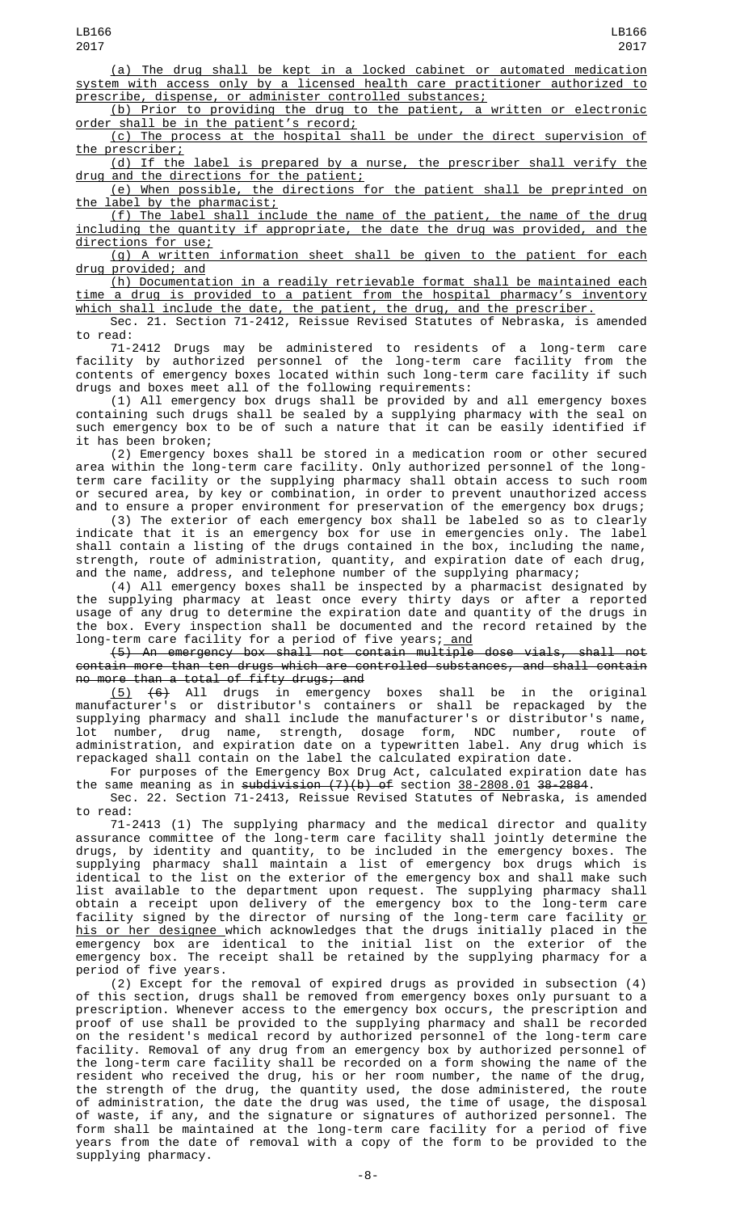(a) The drug shall be kept in a locked cabinet or automated medication system with access only by a licensed health care practitioner authorized to prescribe, dispense, or administer controlled substances;

(b) Prior to providing the drug to the patient, a written or electronic order shall be in the patient's record;

(c) The process at the hospital shall be under the direct supervision of the prescriber;

(d) If the label is prepared by a nurse, the prescriber shall verify the drug and the directions for the patient;

(e) When possible, the directions for the patient shall be preprinted on the label by the pharmacist;

(f) The label shall include the name of the patient, the name of the drug including the quantity if appropriate, the date the drug was provided, and the directions for use;

(g) A written information sheet shall be given to the patient for each drug provided; and

(h) Documentation in a readily retrievable format shall be maintained each time a drug is provided to a patient from the hospital pharmacy's inventory which shall include the date, the patient, the drug, and the prescriber.

Sec. 21. Section 71-2412, Reissue Revised Statutes of Nebraska, is amended to read:

71-2412 Drugs may be administered to residents of a long-term care facility by authorized personnel of the long-term care facility from the contents of emergency boxes located within such long-term care facility if such drugs and boxes meet all of the following requirements:

(1) All emergency box drugs shall be provided by and all emergency boxes containing such drugs shall be sealed by a supplying pharmacy with the seal on such emergency box to be of such a nature that it can be easily identified if it has been broken;

(2) Emergency boxes shall be stored in a medication room or other secured area within the long-term care facility. Only authorized personnel of the long-term care facility or the supplying pharmacy shall obtain access to such room or secured area, by key or combination, in order to prevent unauthorized access and to ensure a proper environment for preservation of the emergency box drugs;

(3) The exterior of each emergency box shall be labeled so as to clearly indicate that it is an emergency box for use in emergencies only. The label shall contain a listing of the drugs contained in the box, including the name, strength, route of administration, quantity, and expiration date of each drug, and the name, address, and telephone number of the supplying pharmacy;

(4) All emergency boxes shall be inspected by a pharmacist designated by the supplying pharmacy at least once every thirty days or after a reported usage of any drug to determine the expiration date and quantity of the drugs in the box. Every inspection shall be documented and the record retained by the long-term care facility for a period of five years; and

~~(5) An emergency box shall not contain multiple dose vials, shall not contain more than ten drugs which are controlled substances, and shall contain no more than a total of fifty drugs; and~~

(5) ~~(6)~~ All drugs in emergency boxes shall be in the original manufacturer's or distributor's containers or shall be repackaged by the supplying pharmacy and shall include the manufacturer's or distributor's name, lot number, drug name, strength, dosage form, NDC number, route of administration, and expiration date on a typewritten label. Any drug which is repackaged shall contain on the label the calculated expiration date.

For purposes of the Emergency Box Drug Act, calculated expiration date has the same meaning as in ~~subdivision (7)(b) of~~ section 38-2808.01 ~~38-2884~~.

Sec. 22. Section 71-2413, Reissue Revised Statutes of Nebraska, is amended to read:

71-2413 (1) The supplying pharmacy and the medical director and quality assurance committee of the long-term care facility shall jointly determine the drugs, by identity and quantity, to be included in the emergency boxes. The supplying pharmacy shall maintain a list of emergency box drugs which is identical to the list on the exterior of the emergency box and shall make such list available to the department upon request. The supplying pharmacy shall obtain a receipt upon delivery of the emergency box to the long-term care facility signed by the director of nursing of the long-term care facility or his or her designee which acknowledges that the drugs initially placed in the emergency box are identical to the initial list on the exterior of the emergency box. The receipt shall be retained by the supplying pharmacy for a period of five years.

(2) Except for the removal of expired drugs as provided in subsection (4) of this section, drugs shall be removed from emergency boxes only pursuant to a prescription. Whenever access to the emergency box occurs, the prescription and proof of use shall be provided to the supplying pharmacy and shall be recorded on the resident's medical record by authorized personnel of the long-term care facility. Removal of any drug from an emergency box by authorized personnel of the long-term care facility shall be recorded on a form showing the name of the resident who received the drug, his or her room number, the name of the drug, the strength of the drug, the quantity used, the dose administered, the route of administration, the date the drug was used, the time of usage, the disposal of waste, if any, and the signature or signatures of authorized personnel. The form shall be maintained at the long-term care facility for a period of five years from the date of removal with a copy of the form to be provided to the supplying pharmacy.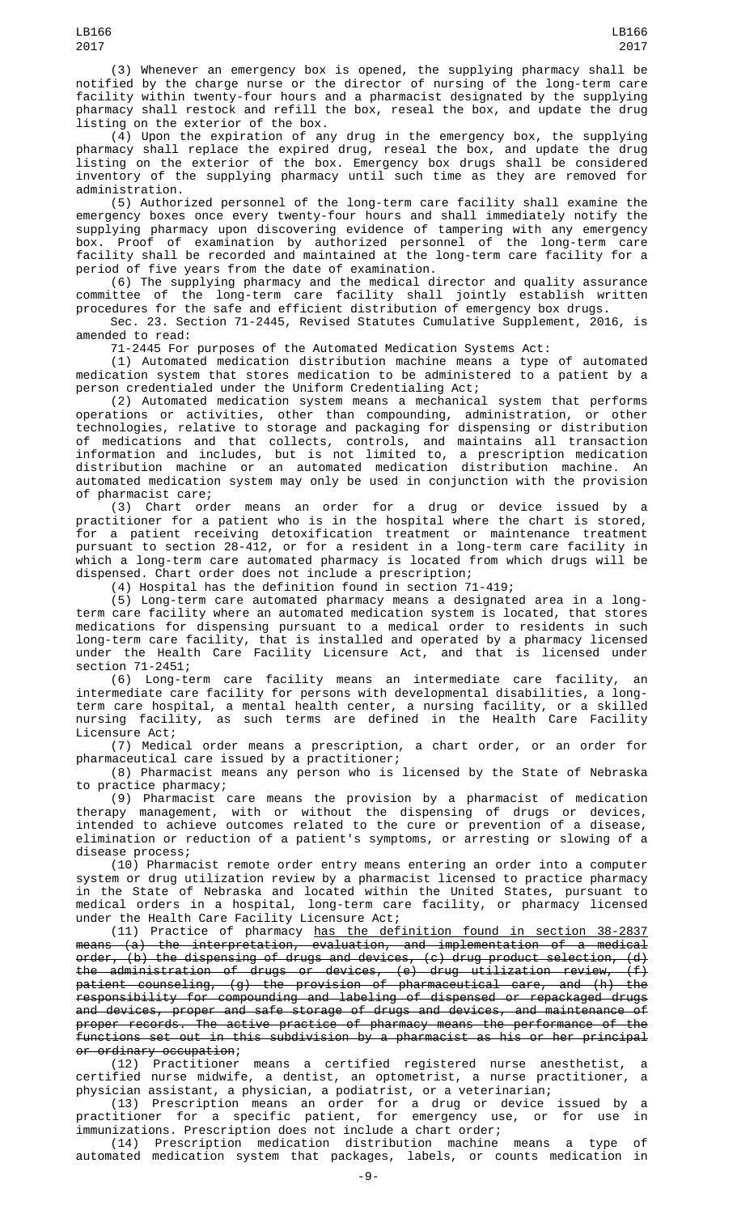(3) Whenever an emergency box is opened, the supplying pharmacy shall be notified by the charge nurse or the director of nursing of the long-term care facility within twenty-four hours and a pharmacist designated by the supplying pharmacy shall restock and refill the box, reseal the box, and update the drug listing on the exterior of the box.

(4) Upon the expiration of any drug in the emergency box, the supplying pharmacy shall replace the expired drug, reseal the box, and update the drug listing on the exterior of the box. Emergency box drugs shall be considered inventory of the supplying pharmacy until such time as they are removed for administration.

(5) Authorized personnel of the long-term care facility shall examine the emergency boxes once every twenty-four hours and shall immediately notify the supplying pharmacy upon discovering evidence of tampering with any emergency box. Proof of examination by authorized personnel of the long-term care facility shall be recorded and maintained at the long-term care facility for a period of five years from the date of examination.

(6) The supplying pharmacy and the medical director and quality assurance committee of the long-term care facility shall jointly establish written procedures for the safe and efficient distribution of emergency box drugs.

Sec. 23. Section 71-2445, Revised Statutes Cumulative Supplement, 2016, is amended to read:

71-2445 For purposes of the Automated Medication Systems Act:

(1) Automated medication distribution machine means a type of automated medication system that stores medication to be administered to a patient by a person credentialed under the Uniform Credentialing Act;

(2) Automated medication system means a mechanical system that performs operations or activities, other than compounding, administration, or other technologies, relative to storage and packaging for dispensing or distribution of medications and that collects, controls, and maintains all transaction information and includes, but is not limited to, a prescription medication distribution machine or an automated medication distribution machine. An automated medication system may only be used in conjunction with the provision of pharmacist care;

(3) Chart order means an order for a drug or device issued by a practitioner for a patient who is in the hospital where the chart is stored, for a patient receiving detoxification treatment or maintenance treatment pursuant to section 28-412, or for a resident in a long-term care facility in which a long-term care automated pharmacy is located from which drugs will be dispensed. Chart order does not include a prescription;

(4) Hospital has the definition found in section 71-419;

(5) Long-term care automated pharmacy means a designated area in a long-term care facility where an automated medication system is located, that stores medications for dispensing pursuant to a medical order to residents in such long-term care facility, that is installed and operated by a pharmacy licensed under the Health Care Facility Licensure Act, and that is licensed under section 71-2451;

(6) Long-term care facility means an intermediate care facility, an intermediate care facility for persons with developmental disabilities, a long-term care hospital, a mental health center, a nursing facility, or a skilled nursing facility, as such terms are defined in the Health Care Facility Licensure Act;

(7) Medical order means a prescription, a chart order, or an order for pharmaceutical care issued by a practitioner;

(8) Pharmacist means any person who is licensed by the State of Nebraska to practice pharmacy;

(9) Pharmacist care means the provision by a pharmacist of medication therapy management, with or without the dispensing of drugs or devices, intended to achieve outcomes related to the cure or prevention of a disease, elimination or reduction of a patient's symptoms, or arresting or slowing of a disease process;

(10) Pharmacist remote order entry means entering an order into a computer system or drug utilization review by a pharmacist licensed to practice pharmacy in the State of Nebraska and located within the United States, pursuant to medical orders in a hospital, long-term care facility, or pharmacy licensed under the Health Care Facility Licensure Act;

(11) Practice of pharmacy <u>has the definition found in section 38-2837</u> ~~means (a) the interpretation, evaluation, and implementation of a medical order, (b) the dispensing of drugs and devices, (c) drug product selection, (d) the administration of drugs or devices, (e) drug utilization review, (f) patient counseling, (g) the provision of pharmaceutical care, and (h) the responsibility for compounding and labeling of dispensed or repackaged drugs and devices, proper and safe storage of drugs and devices, and maintenance of proper records. The active practice of pharmacy means the performance of the functions set out in this subdivision by a pharmacist as his or her principal or ordinary occupation~~;

(12) Practitioner means a certified registered nurse anesthetist, a certified nurse midwife, a dentist, an optometrist, a nurse practitioner, a physician assistant, a physician, a podiatrist, or a veterinarian;

(13) Prescription means an order for a drug or device issued by a practitioner for a specific patient, for emergency use, or for use in immunizations. Prescription does not include a chart order;

(14) Prescription medication distribution machine means a type of automated medication system that packages, labels, or counts medication in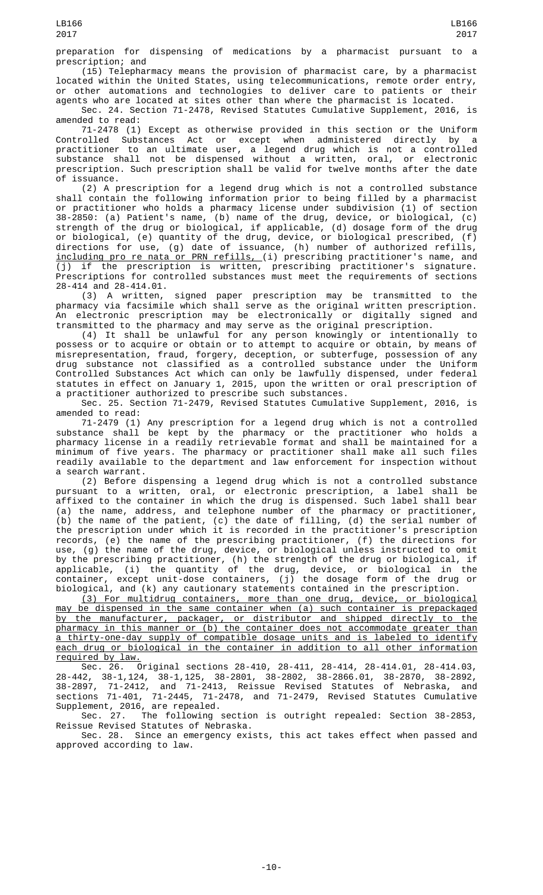preparation for dispensing of medications by a pharmacist pursuant to a prescription; and

(15) Telepharmacy means the provision of pharmacist care, by a pharmacist located within the United States, using telecommunications, remote order entry, or other automations and technologies to deliver care to patients or their agents who are located at sites other than where the pharmacist is located.

Sec. 24. Section 71-2478, Revised Statutes Cumulative Supplement, 2016, is amended to read:

71-2478 (1) Except as otherwise provided in this section or the Uniform Controlled Substances Act or except when administered directly by a practitioner to an ultimate user, a legend drug which is not a controlled substance shall not be dispensed without a written, oral, or electronic prescription. Such prescription shall be valid for twelve months after the date of issuance.

(2) A prescription for a legend drug which is not a controlled substance shall contain the following information prior to being filled by a pharmacist or practitioner who holds a pharmacy license under subdivision (1) of section 38-2850: (a) Patient's name, (b) name of the drug, device, or biological, (c) strength of the drug or biological, if applicable, (d) dosage form of the drug or biological, (e) quantity of the drug, device, or biological prescribed, (f) directions for use, (g) date of issuance, (h) number of authorized refills, including pro re nata or PRN refills, (i) prescribing practitioner's name, and (j) if the prescription is written, prescribing practitioner's signature. Prescriptions for controlled substances must meet the requirements of sections 28-414 and 28-414.01.

(3) A written, signed paper prescription may be transmitted to the pharmacy via facsimile which shall serve as the original written prescription. An electronic prescription may be electronically or digitally signed and transmitted to the pharmacy and may serve as the original prescription.

(4) It shall be unlawful for any person knowingly or intentionally to possess or to acquire or obtain or to attempt to acquire or obtain, by means of misrepresentation, fraud, forgery, deception, or subterfuge, possession of any drug substance not classified as a controlled substance under the Uniform Controlled Substances Act which can only be lawfully dispensed, under federal statutes in effect on January 1, 2015, upon the written or oral prescription of a practitioner authorized to prescribe such substances.

Sec. 25. Section 71-2479, Revised Statutes Cumulative Supplement, 2016, is amended to read:

71-2479 (1) Any prescription for a legend drug which is not a controlled substance shall be kept by the pharmacy or the practitioner who holds a pharmacy license in a readily retrievable format and shall be maintained for a minimum of five years. The pharmacy or practitioner shall make all such files readily available to the department and law enforcement for inspection without a search warrant.

(2) Before dispensing a legend drug which is not a controlled substance pursuant to a written, oral, or electronic prescription, a label shall be affixed to the container in which the drug is dispensed. Such label shall bear (a) the name, address, and telephone number of the pharmacy or practitioner, (b) the name of the patient, (c) the date of filling, (d) the serial number of the prescription under which it is recorded in the practitioner's prescription records, (e) the name of the prescribing practitioner, (f) the directions for use, (g) the name of the drug, device, or biological unless instructed to omit by the prescribing practitioner, (h) the strength of the drug or biological, if applicable, (i) the quantity of the drug, device, or biological in the container, except unit-dose containers, (j) the dosage form of the drug or biological, and (k) any cautionary statements contained in the prescription.

(3) For multidrug containers, more than one drug, device, or biological may be dispensed in the same container when (a) such container is prepackaged by the manufacturer, packager, or distributor and shipped directly to the pharmacy in this manner or (b) the container does not accommodate greater than a thirty-one-day supply of compatible dosage units and is labeled to identify each drug or biological in the container in addition to all other information required by law.

Sec. 26. Original sections 28-410, 28-411, 28-414, 28-414.01, 28-414.03, 28-442, 38-1,124, 38-1,125, 38-2801, 38-2802, 38-2866.01, 38-2870, 38-2892, 38-2897, 71-2412, and 71-2413, Reissue Revised Statutes of Nebraska, and sections 71-401, 71-2445, 71-2478, and 71-2479, Revised Statutes Cumulative Supplement, 2016, are repealed.

Sec. 27. The following section is outright repealed: Section 38-2853, Reissue Revised Statutes of Nebraska.

Sec. 28. Since an emergency exists, this act takes effect when passed and approved according to law.